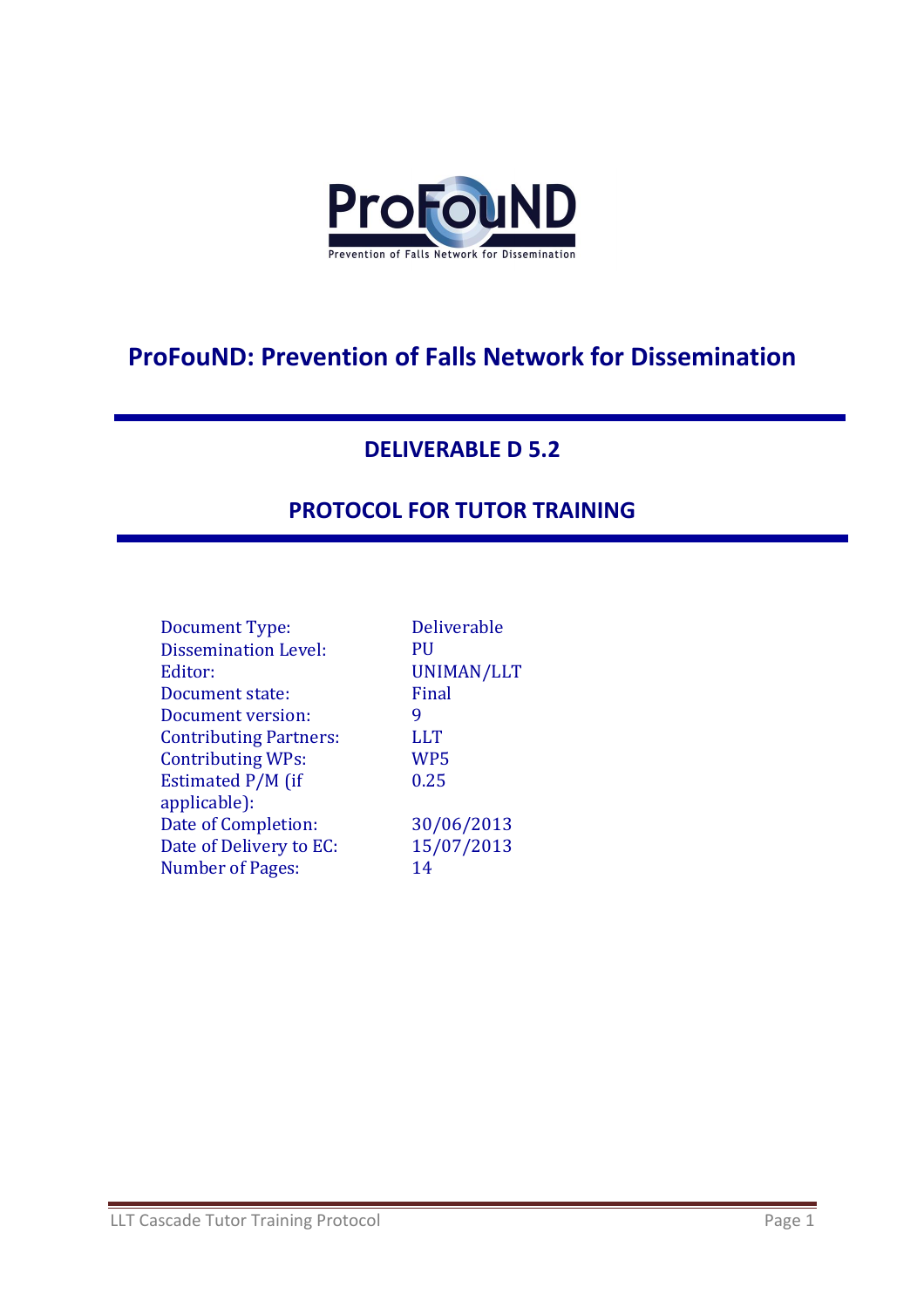ProFouND

Prevention of Falls Network for Dissemination

# ProFouND: Prevention of Falls Network for Dissemination

## DELIVERABLE D 5.2

## PROTOCOL FOR TUTOR TRAINING

| | |
|---|---|
| Document Type: | Deliverable |
| Dissemination Level: | PU |
| Editor: | UNIMAN/LLT |
| Document state: | Final |
| Document version: | 9 |
| Contributing Partners: | LLT |
| Contributing WPs: | WP5 |
| Estimated P/M (if applicable): | 0.25 |
| Date of Completion: | 30/06/2013 |
| Date of Delivery to EC: | 15/07/2013 |
| Number of Pages: | 14 |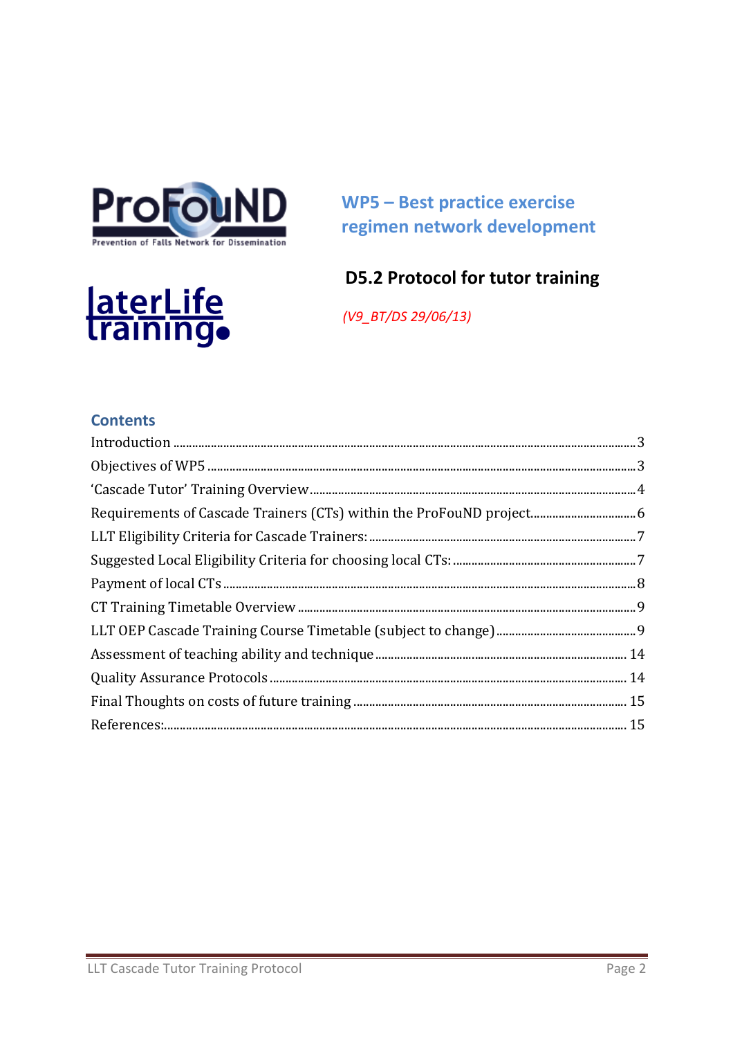## WP5 – Best practice exercise regimen network development

## D5.2 Protocol for tutor training

*(V9_BT/DS 29/06/13)*

### Contents

Introduction ............................................................ 3
Objectives of WP5 ............................................................ 3
'Cascade Tutor' Training Overview ............................................................ 4
Requirements of Cascade Trainers (CTs) within the ProFouND project ............................................................ 6
LLT Eligibility Criteria for Cascade Trainers: ............................................................ 7
Suggested Local Eligibility Criteria for choosing local CTs: ............................................................ 7
Payment of local CTs ............................................................ 8
CT Training Timetable Overview ............................................................ 9
LLT OEP Cascade Training Course Timetable (subject to change) ............................................................ 9
Assessment of teaching ability and technique ............................................................ 14
Quality Assurance Protocols ............................................................ 14
Final Thoughts on costs of future training ............................................................ 15
References: ............................................................ 15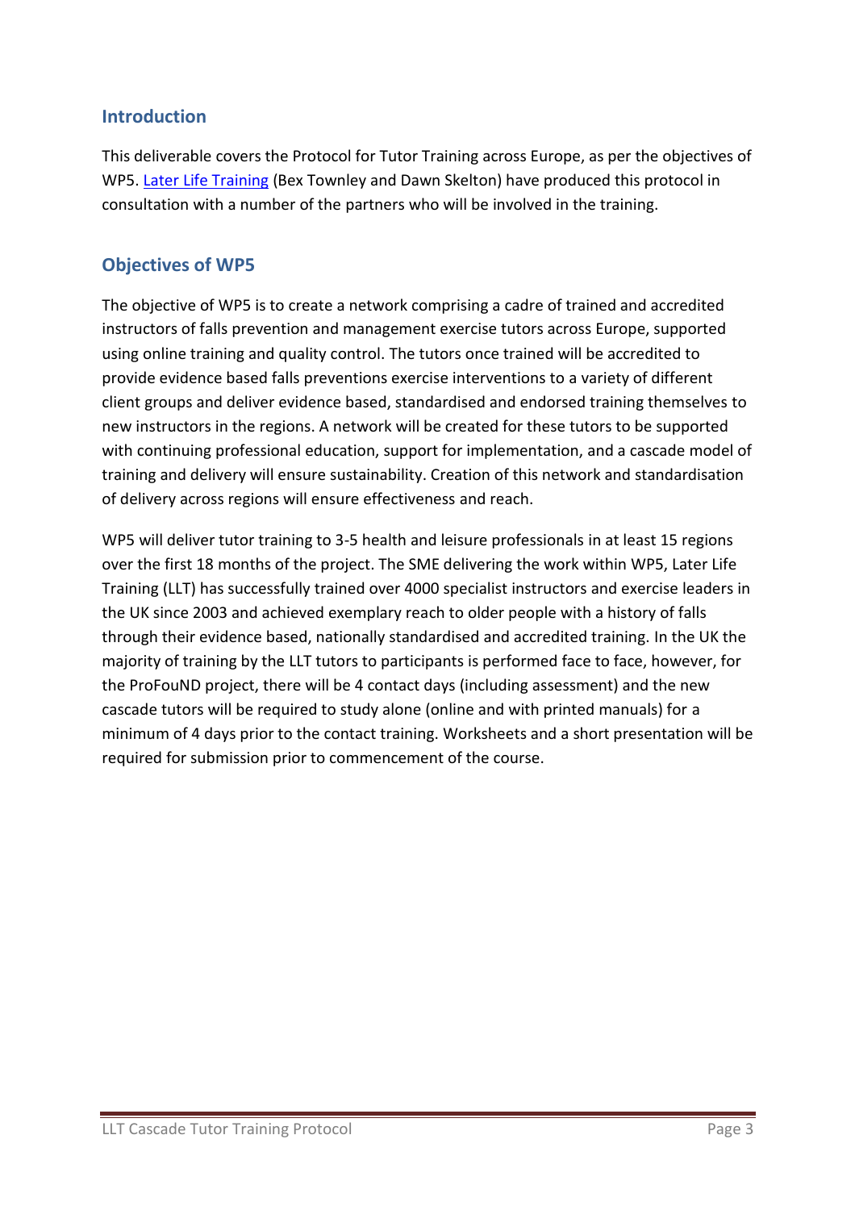## Introduction

This deliverable covers the Protocol for Tutor Training across Europe, as per the objectives of WP5. Later Life Training (Bex Townley and Dawn Skelton) have produced this protocol in consultation with a number of the partners who will be involved in the training.

## Objectives of WP5

The objective of WP5 is to create a network comprising a cadre of trained and accredited instructors of falls prevention and management exercise tutors across Europe, supported using online training and quality control. The tutors once trained will be accredited to provide evidence based falls preventions exercise interventions to a variety of different client groups and deliver evidence based, standardised and endorsed training themselves to new instructors in the regions. A network will be created for these tutors to be supported with continuing professional education, support for implementation, and a cascade model of training and delivery will ensure sustainability. Creation of this network and standardisation of delivery across regions will ensure effectiveness and reach.

WP5 will deliver tutor training to 3-5 health and leisure professionals in at least 15 regions over the first 18 months of the project. The SME delivering the work within WP5, Later Life Training (LLT) has successfully trained over 4000 specialist instructors and exercise leaders in the UK since 2003 and achieved exemplary reach to older people with a history of falls through their evidence based, nationally standardised and accredited training. In the UK the majority of training by the LLT tutors to participants is performed face to face, however, for the ProFouND project, there will be 4 contact days (including assessment) and the new cascade tutors will be required to study alone (online and with printed manuals) for a minimum of 4 days prior to the contact training. Worksheets and a short presentation will be required for submission prior to commencement of the course.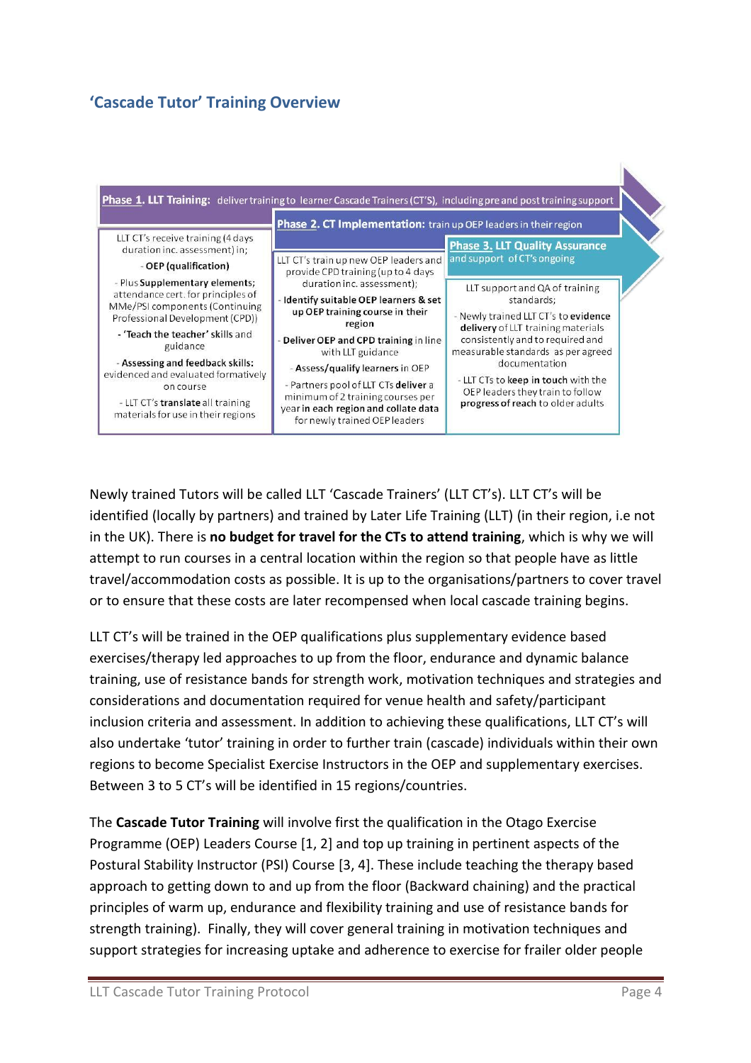## 'Cascade Tutor' Training Overview

**Phase 1. LLT Training:** deliver training to learner Cascade Trainers (CT'S), including pre and post training support

**Phase 2. CT Implementation:** train up OEP leaders in their region

**Phase 3. LLT Quality Assurance** and support of CT's ongoing

| Phase 1 | Phase 2 | Phase 3 |
|---|---|---|
| LLT CT's receive training (4 days duration inc. assessment) in;<br>- **OEP (qualification)**<br>- Plus **Supplementary elements;** attendance cert. for principles of MMe/PSI components (Continuing Professional Development (CPD))<br>- 'Teach the teacher' skills and guidance<br>- **Assessing and feedback skills:** evidenced and evaluated formatively on course<br>- LLT CT's **translate** all training materials for use in their regions | LLT CT's train up new OEP leaders and provide CPD training (up to 4 days duration inc. assessment);<br>- **Identify suitable OEP learners & set up OEP training course in their region**<br>- **Deliver OEP and CPD training** in line with LLT guidance<br>- **Assess/qualify learners** in OEP<br>- Partners pool of LLT CTs **deliver** a minimum of 2 training courses per **year in each region and collate data** for newly trained OEP leaders | LLT support and QA of training standards;<br>- Newly trained LLT CT's to **evidence delivery** of LLT training materials consistently and to required and measurable standards as per agreed documentation<br>- LLT CTs to **keep in touch** with the OEP leaders they train to follow **progress of reach** to older adults |

Newly trained Tutors will be called LLT 'Cascade Trainers' (LLT CT's). LLT CT's will be identified (locally by partners) and trained by Later Life Training (LLT) (in their region, i.e not in the UK). There is **no budget for travel for the CTs to attend training**, which is why we will attempt to run courses in a central location within the region so that people have as little travel/accommodation costs as possible. It is up to the organisations/partners to cover travel or to ensure that these costs are later recompensed when local cascade training begins.

LLT CT's will be trained in the OEP qualifications plus supplementary evidence based exercises/therapy led approaches to up from the floor, endurance and dynamic balance training, use of resistance bands for strength work, motivation techniques and strategies and considerations and documentation required for venue health and safety/participant inclusion criteria and assessment. In addition to achieving these qualifications, LLT CT's will also undertake 'tutor' training in order to further train (cascade) individuals within their own regions to become Specialist Exercise Instructors in the OEP and supplementary exercises. Between 3 to 5 CT's will be identified in 15 regions/countries.

The **Cascade Tutor Training** will involve first the qualification in the Otago Exercise Programme (OEP) Leaders Course [1, 2] and top up training in pertinent aspects of the Postural Stability Instructor (PSI) Course [3, 4]. These include teaching the therapy based approach to getting down to and up from the floor (Backward chaining) and the practical principles of warm up, endurance and flexibility training and use of resistance bands for strength training). Finally, they will cover general training in motivation techniques and support strategies for increasing uptake and adherence to exercise for frailer older people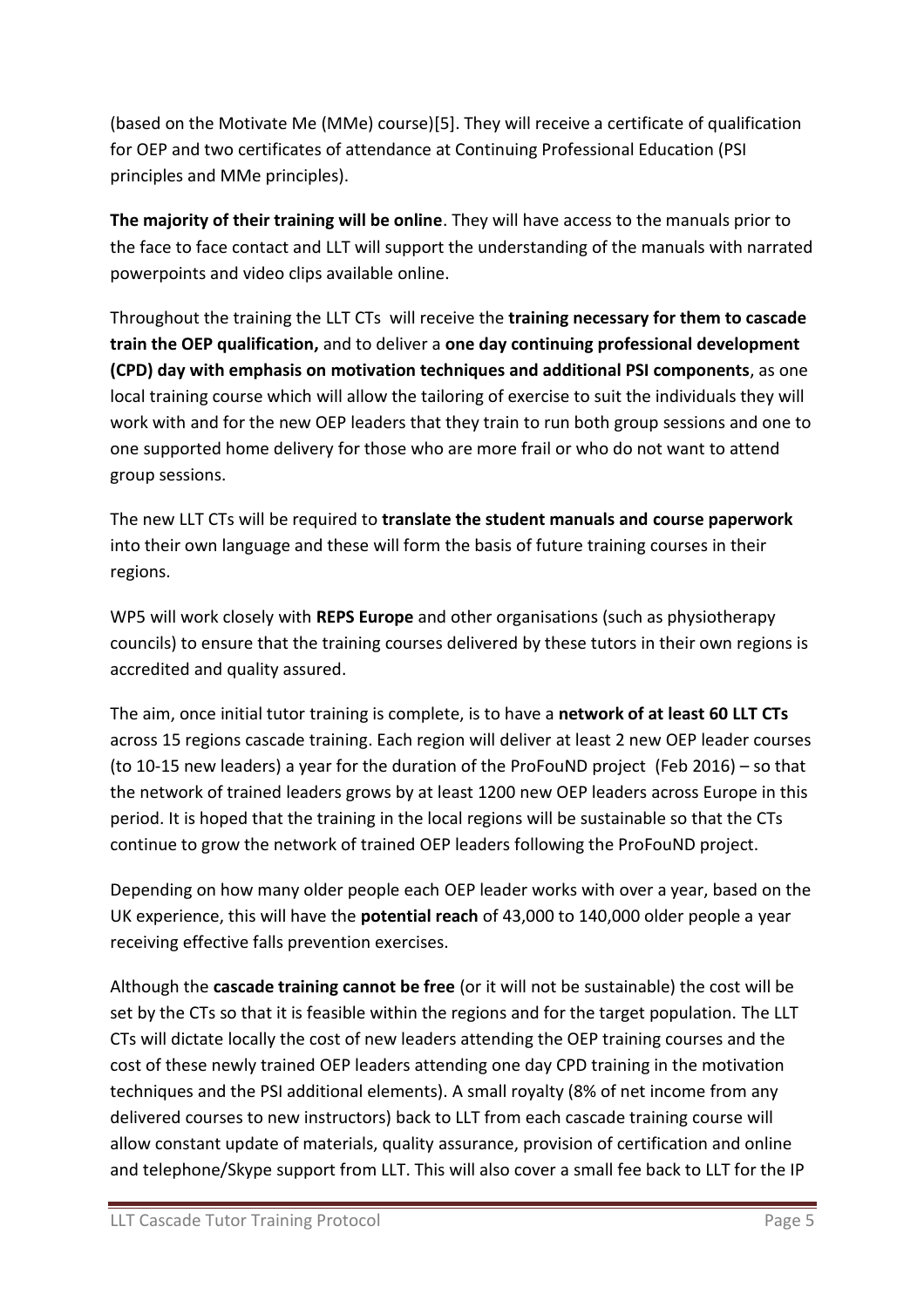(based on the Motivate Me (MMe) course)[5]. They will receive a certificate of qualification for OEP and two certificates of attendance at Continuing Professional Education (PSI principles and MMe principles).

**The majority of their training will be online**. They will have access to the manuals prior to the face to face contact and LLT will support the understanding of the manuals with narrated powerpoints and video clips available online.

Throughout the training the LLT CTs will receive the **training necessary for them to cascade train the OEP qualification,** and to deliver a **one day continuing professional development (CPD) day with emphasis on motivation techniques and additional PSI components**, as one local training course which will allow the tailoring of exercise to suit the individuals they will work with and for the new OEP leaders that they train to run both group sessions and one to one supported home delivery for those who are more frail or who do not want to attend group sessions.

The new LLT CTs will be required to **translate the student manuals and course paperwork** into their own language and these will form the basis of future training courses in their regions.

WP5 will work closely with **REPS Europe** and other organisations (such as physiotherapy councils) to ensure that the training courses delivered by these tutors in their own regions is accredited and quality assured.

The aim, once initial tutor training is complete, is to have a **network of at least 60 LLT CTs** across 15 regions cascade training. Each region will deliver at least 2 new OEP leader courses (to 10-15 new leaders) a year for the duration of the ProFouND project (Feb 2016) – so that the network of trained leaders grows by at least 1200 new OEP leaders across Europe in this period. It is hoped that the training in the local regions will be sustainable so that the CTs continue to grow the network of trained OEP leaders following the ProFouND project.

Depending on how many older people each OEP leader works with over a year, based on the UK experience, this will have the **potential reach** of 43,000 to 140,000 older people a year receiving effective falls prevention exercises.

Although the **cascade training cannot be free** (or it will not be sustainable) the cost will be set by the CTs so that it is feasible within the regions and for the target population. The LLT CTs will dictate locally the cost of new leaders attending the OEP training courses and the cost of these newly trained OEP leaders attending one day CPD training in the motivation techniques and the PSI additional elements). A small royalty (8% of net income from any delivered courses to new instructors) back to LLT from each cascade training course will allow constant update of materials, quality assurance, provision of certification and online and telephone/Skype support from LLT. This will also cover a small fee back to LLT for the IP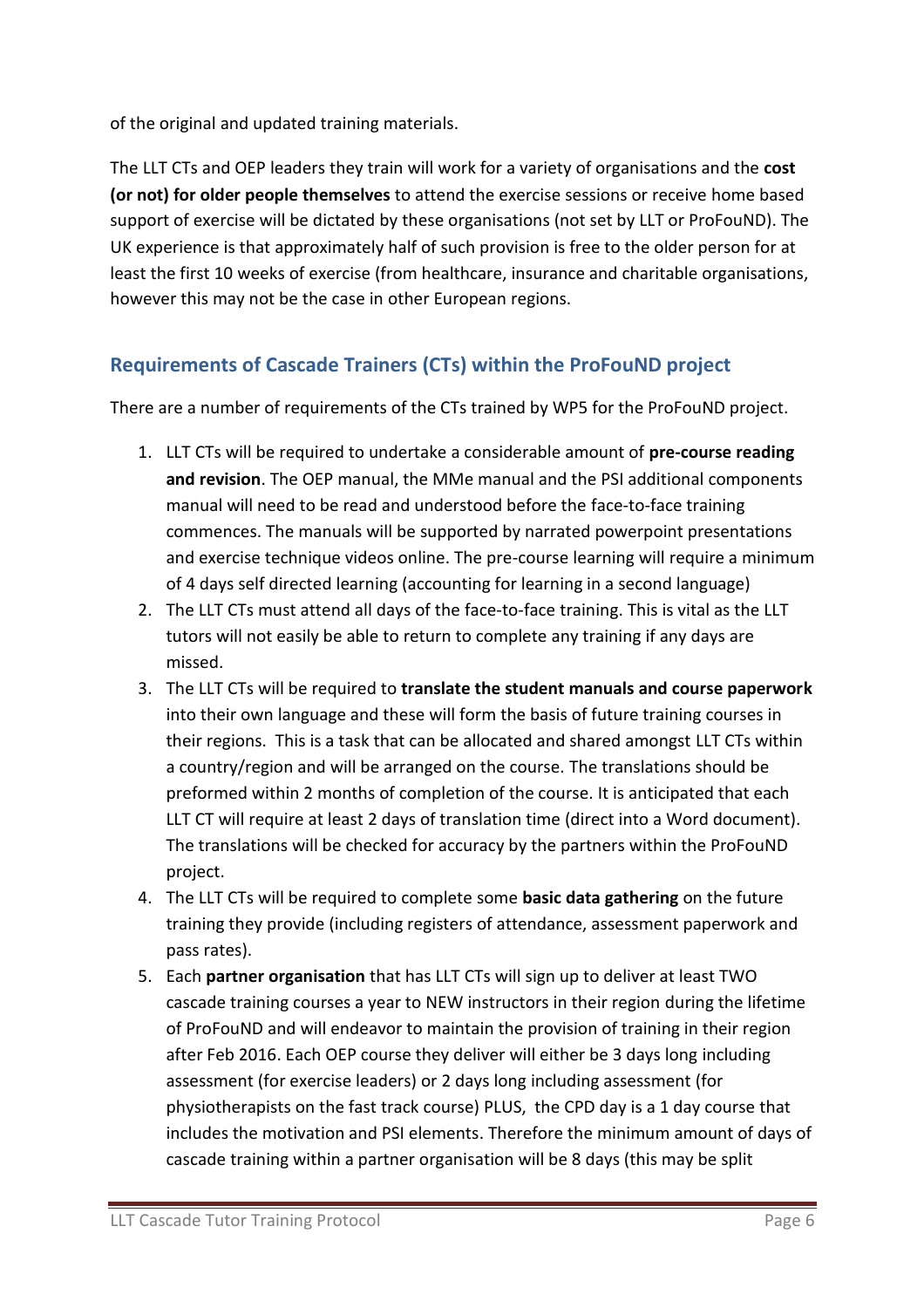of the original and updated training materials.

The LLT CTs and OEP leaders they train will work for a variety of organisations and the **cost (or not) for older people themselves** to attend the exercise sessions or receive home based support of exercise will be dictated by these organisations (not set by LLT or ProFouND). The UK experience is that approximately half of such provision is free to the older person for at least the first 10 weeks of exercise (from healthcare, insurance and charitable organisations, however this may not be the case in other European regions.

## Requirements of Cascade Trainers (CTs) within the ProFouND project

There are a number of requirements of the CTs trained by WP5 for the ProFouND project.

1. LLT CTs will be required to undertake a considerable amount of **pre-course reading and revision**. The OEP manual, the MMe manual and the PSI additional components manual will need to be read and understood before the face-to-face training commences. The manuals will be supported by narrated powerpoint presentations and exercise technique videos online. The pre-course learning will require a minimum of 4 days self directed learning (accounting for learning in a second language)
2. The LLT CTs must attend all days of the face-to-face training. This is vital as the LLT tutors will not easily be able to return to complete any training if any days are missed.
3. The LLT CTs will be required to **translate the student manuals and course paperwork** into their own language and these will form the basis of future training courses in their regions. This is a task that can be allocated and shared amongst LLT CTs within a country/region and will be arranged on the course. The translations should be preformed within 2 months of completion of the course. It is anticipated that each LLT CT will require at least 2 days of translation time (direct into a Word document). The translations will be checked for accuracy by the partners within the ProFouND project.
4. The LLT CTs will be required to complete some **basic data gathering** on the future training they provide (including registers of attendance, assessment paperwork and pass rates).
5. Each **partner organisation** that has LLT CTs will sign up to deliver at least TWO cascade training courses a year to NEW instructors in their region during the lifetime of ProFouND and will endeavor to maintain the provision of training in their region after Feb 2016. Each OEP course they deliver will either be 3 days long including assessment (for exercise leaders) or 2 days long including assessment (for physiotherapists on the fast track course) PLUS, the CPD day is a 1 day course that includes the motivation and PSI elements. Therefore the minimum amount of days of cascade training within a partner organisation will be 8 days (this may be split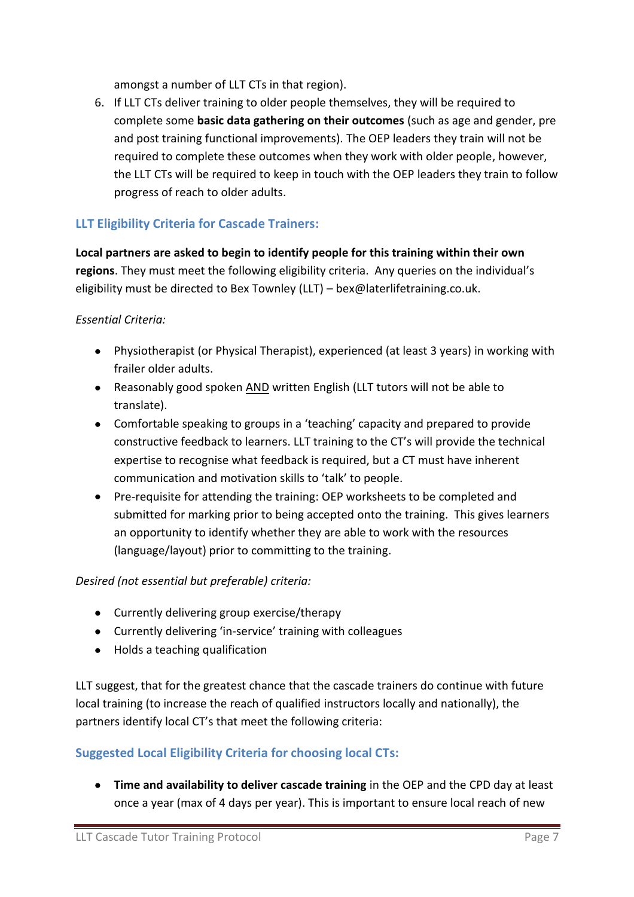amongst a number of LLT CTs in that region).

6. If LLT CTs deliver training to older people themselves, they will be required to complete some **basic data gathering on their outcomes** (such as age and gender, pre and post training functional improvements). The OEP leaders they train will not be required to complete these outcomes when they work with older people, however, the LLT CTs will be required to keep in touch with the OEP leaders they train to follow progress of reach to older adults.

### LLT Eligibility Criteria for Cascade Trainers:

**Local partners are asked to begin to identify people for this training within their own regions**. They must meet the following eligibility criteria. Any queries on the individual's eligibility must be directed to Bex Townley (LLT) – bex@laterlifetraining.co.uk.

*Essential Criteria:*

- Physiotherapist (or Physical Therapist), experienced (at least 3 years) in working with frailer older adults.
- Reasonably good spoken <u>AND</u> written English (LLT tutors will not be able to translate).
- Comfortable speaking to groups in a 'teaching' capacity and prepared to provide constructive feedback to learners. LLT training to the CT's will provide the technical expertise to recognise what feedback is required, but a CT must have inherent communication and motivation skills to 'talk' to people.
- Pre-requisite for attending the training: OEP worksheets to be completed and submitted for marking prior to being accepted onto the training. This gives learners an opportunity to identify whether they are able to work with the resources (language/layout) prior to committing to the training.

*Desired (not essential but preferable) criteria:*

- Currently delivering group exercise/therapy
- Currently delivering 'in-service' training with colleagues
- Holds a teaching qualification

LLT suggest, that for the greatest chance that the cascade trainers do continue with future local training (to increase the reach of qualified instructors locally and nationally), the partners identify local CT's that meet the following criteria:

### Suggested Local Eligibility Criteria for choosing local CTs:

- **Time and availability to deliver cascade training** in the OEP and the CPD day at least once a year (max of 4 days per year). This is important to ensure local reach of new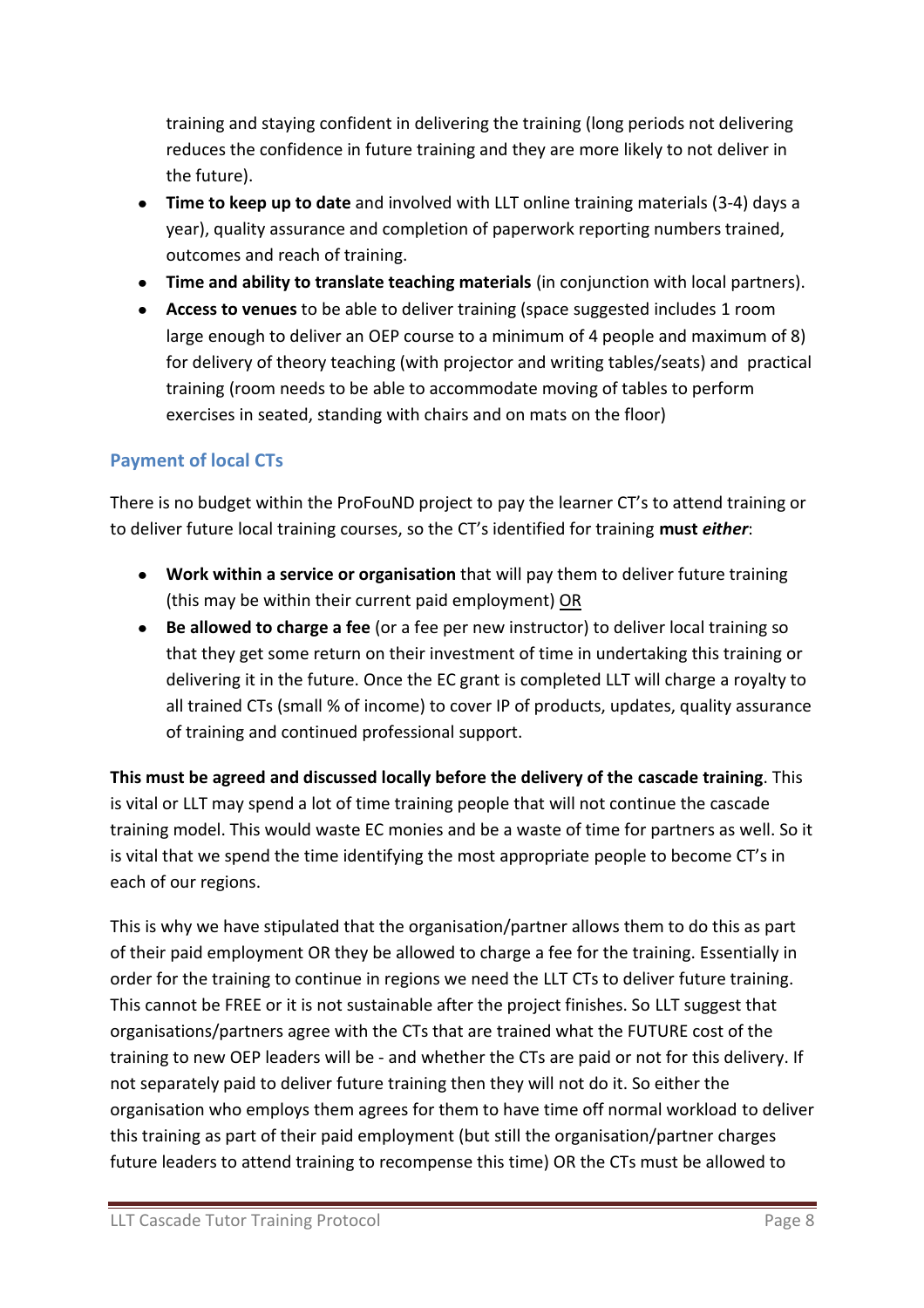training and staying confident in delivering the training (long periods not delivering reduces the confidence in future training and they are more likely to not deliver in the future).

- **Time to keep up to date** and involved with LLT online training materials (3-4) days a year), quality assurance and completion of paperwork reporting numbers trained, outcomes and reach of training.
- **Time and ability to translate teaching materials** (in conjunction with local partners).
- **Access to venues** to be able to deliver training (space suggested includes 1 room large enough to deliver an OEP course to a minimum of 4 people and maximum of 8) for delivery of theory teaching (with projector and writing tables/seats) and practical training (room needs to be able to accommodate moving of tables to perform exercises in seated, standing with chairs and on mats on the floor)

### Payment of local CTs

There is no budget within the ProFouND project to pay the learner CT's to attend training or to deliver future local training courses, so the CT's identified for training **must *either***:

- **Work within a service or organisation** that will pay them to deliver future training (this may be within their current paid employment) <u>OR</u>
- **Be allowed to charge a fee** (or a fee per new instructor) to deliver local training so that they get some return on their investment of time in undertaking this training or delivering it in the future. Once the EC grant is completed LLT will charge a royalty to all trained CTs (small % of income) to cover IP of products, updates, quality assurance of training and continued professional support.

**This must be agreed and discussed locally before the delivery of the cascade training**. This is vital or LLT may spend a lot of time training people that will not continue the cascade training model. This would waste EC monies and be a waste of time for partners as well. So it is vital that we spend the time identifying the most appropriate people to become CT's in each of our regions.

This is why we have stipulated that the organisation/partner allows them to do this as part of their paid employment OR they be allowed to charge a fee for the training. Essentially in order for the training to continue in regions we need the LLT CTs to deliver future training. This cannot be FREE or it is not sustainable after the project finishes. So LLT suggest that organisations/partners agree with the CTs that are trained what the FUTURE cost of the training to new OEP leaders will be - and whether the CTs are paid or not for this delivery. If not separately paid to deliver future training then they will not do it. So either the organisation who employs them agrees for them to have time off normal workload to deliver this training as part of their paid employment (but still the organisation/partner charges future leaders to attend training to recompense this time) OR the CTs must be allowed to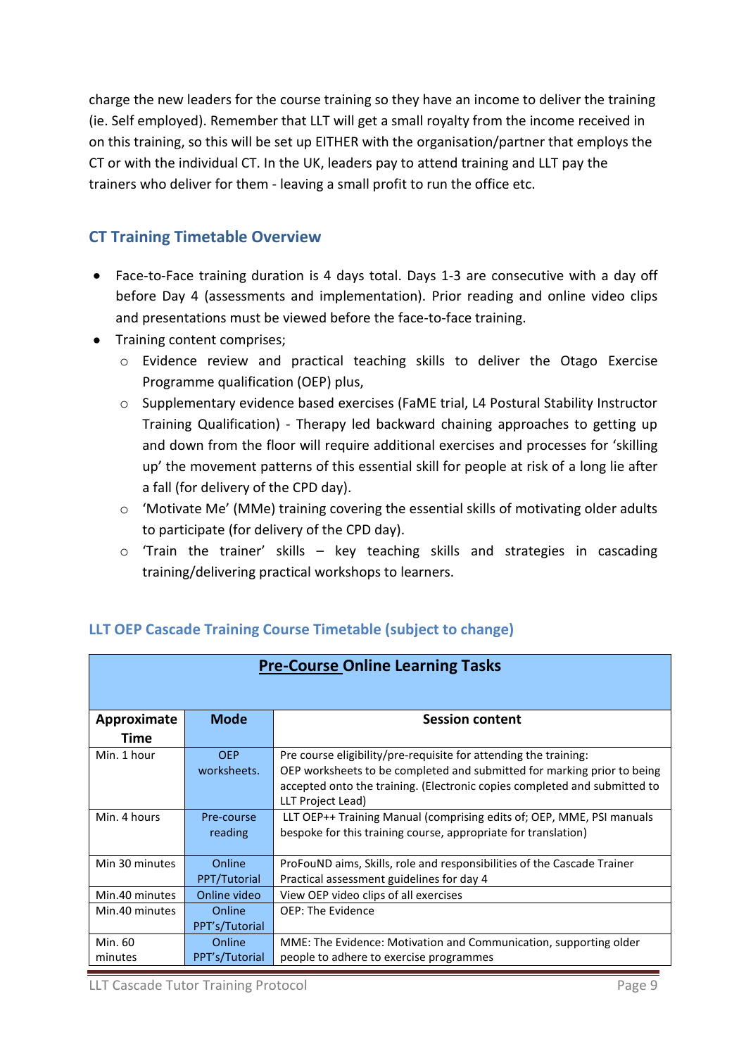charge the new leaders for the course training so they have an income to deliver the training (ie. Self employed). Remember that LLT will get a small royalty from the income received in on this training, so this will be set up EITHER with the organisation/partner that employs the CT or with the individual CT. In the UK, leaders pay to attend training and LLT pay the trainers who deliver for them - leaving a small profit to run the office etc.

## CT Training Timetable Overview

- Face-to-Face training duration is 4 days total. Days 1-3 are consecutive with a day off before Day 4 (assessments and implementation). Prior reading and online video clips and presentations must be viewed before the face-to-face training.
- Training content comprises;
  - Evidence review and practical teaching skills to deliver the Otago Exercise Programme qualification (OEP) plus,
  - Supplementary evidence based exercises (FaME trial, L4 Postural Stability Instructor Training Qualification) - Therapy led backward chaining approaches to getting up and down from the floor will require additional exercises and processes for 'skilling up' the movement patterns of this essential skill for people at risk of a long lie after a fall (for delivery of the CPD day).
  - 'Motivate Me' (MMe) training covering the essential skills of motivating older adults to participate (for delivery of the CPD day).
  - 'Train the trainer' skills – key teaching skills and strategies in cascading training/delivering practical workshops to learners.

### LLT OEP Cascade Training Course Timetable (subject to change)

| **Pre-Course Online Learning Tasks** | | |
|---|---|---|
| **Approximate Time** | **Mode** | **Session content** |
| Min. 1 hour | OEP worksheets. | Pre course eligibility/pre-requisite for attending the training: OEP worksheets to be completed and submitted for marking prior to being accepted onto the training. (Electronic copies completed and submitted to LLT Project Lead) |
| Min. 4 hours | Pre-course reading | LLT OEP++ Training Manual (comprising edits of; OEP, MME, PSI manuals bespoke for this training course, appropriate for translation) |
| Min 30 minutes | Online PPT/Tutorial | ProFouND aims, Skills, role and responsibilities of the Cascade Trainer Practical assessment guidelines for day 4 |
| Min.40 minutes | Online video | View OEP video clips of all exercises |
| Min.40 minutes | Online PPT's/Tutorial | OEP: The Evidence |
| Min. 60 minutes | Online PPT's/Tutorial | MME: The Evidence: Motivation and Communication, supporting older people to adhere to exercise programmes |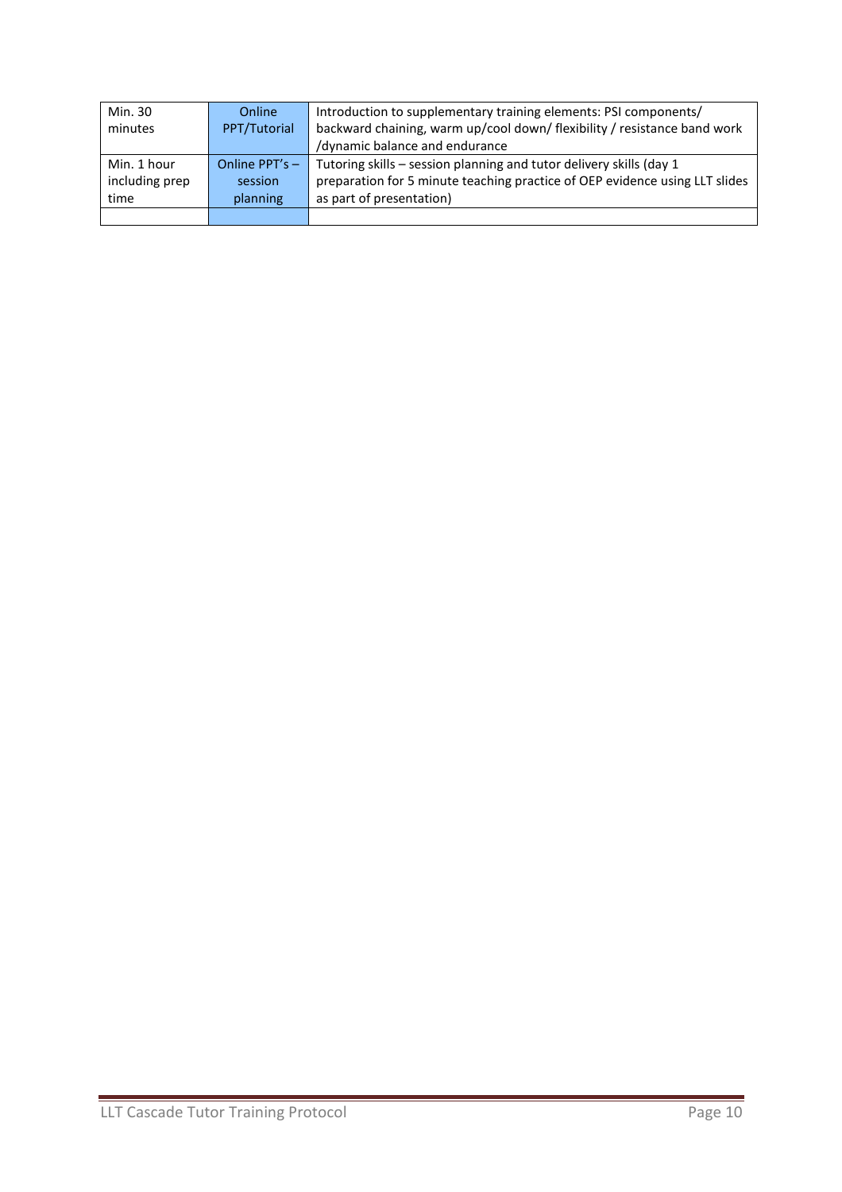| Min. 30 minutes | Online PPT/Tutorial | Introduction to supplementary training elements: PSI components/ backward chaining, warm up/cool down/ flexibility / resistance band work /dynamic balance and endurance |
|---|---|---|
| Min. 1 hour including prep time | Online PPT's – session planning | Tutoring skills – session planning and tutor delivery skills (day 1 preparation for 5 minute teaching practice of OEP evidence using LLT slides as part of presentation) |
| | | |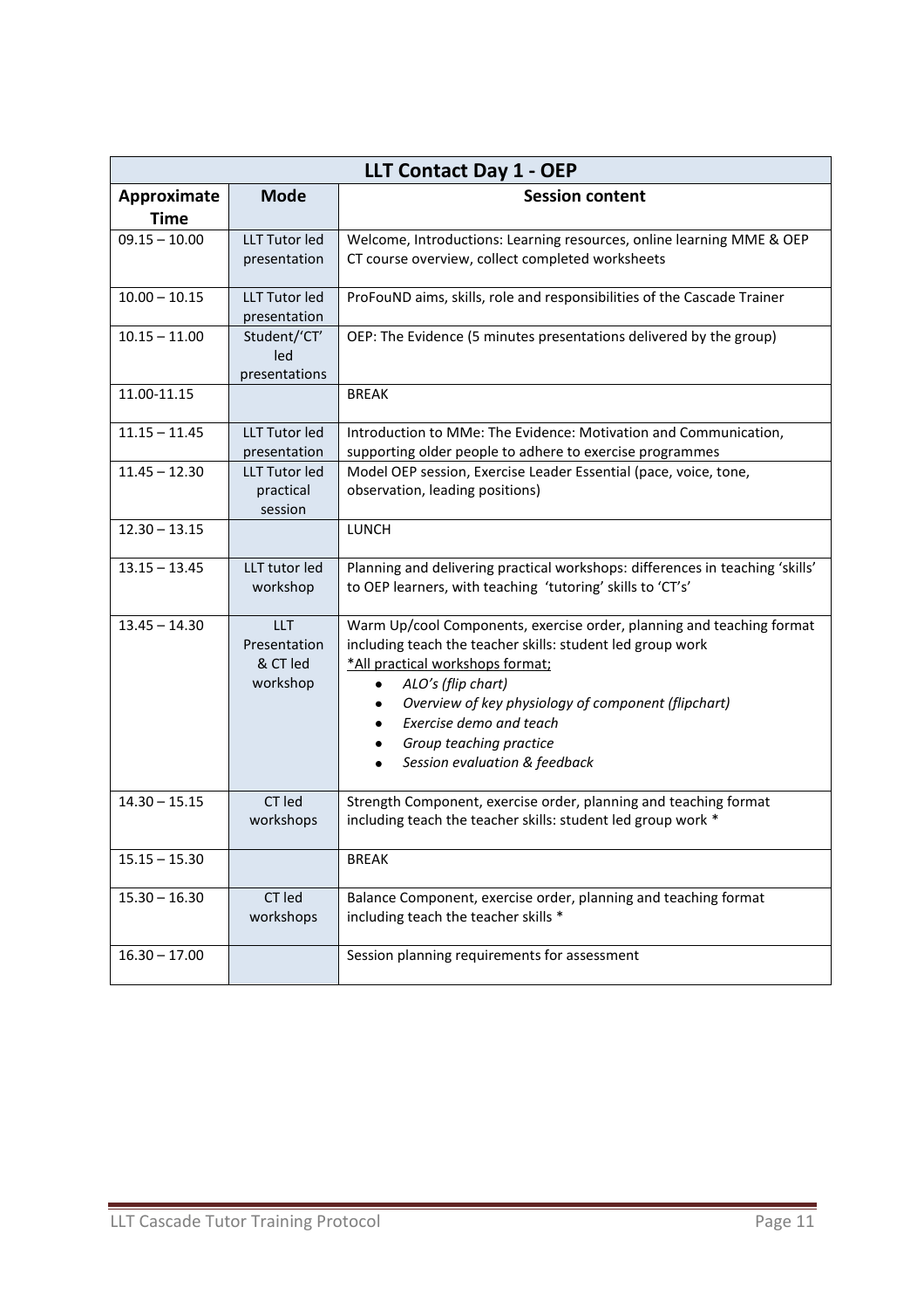| LLT Contact Day 1 - OEP | | |
|---|---|---|
| **Approximate Time** | **Mode** | **Session content** |
| 09.15 – 10.00 | LLT Tutor led presentation | Welcome, Introductions: Learning resources, online learning MME & OEP CT course overview, collect completed worksheets |
| 10.00 – 10.15 | LLT Tutor led presentation | ProFouND aims, skills, role and responsibilities of the Cascade Trainer |
| 10.15 – 11.00 | Student/'CT' led presentations | OEP: The Evidence (5 minutes presentations delivered by the group) |
| 11.00-11.15 | | BREAK |
| 11.15 – 11.45 | LLT Tutor led presentation | Introduction to MMe: The Evidence: Motivation and Communication, supporting older people to adhere to exercise programmes |
| 11.45 – 12.30 | LLT Tutor led practical session | Model OEP session, Exercise Leader Essential (pace, voice, tone, observation, leading positions) |
| 12.30 – 13.15 | | LUNCH |
| 13.15 – 13.45 | LLT tutor led workshop | Planning and delivering practical workshops: differences in teaching 'skills' to OEP learners, with teaching 'tutoring' skills to 'CT's' |
| 13.45 – 14.30 | LLT Presentation & CT led workshop | Warm Up/cool Components, exercise order, planning and teaching format including teach the teacher skills: student led group work<br>*All practical workshops format;<br>• *ALO's (flip chart)*<br>• *Overview of key physiology of component (flipchart)*<br>• *Exercise demo and teach*<br>• *Group teaching practice*<br>• *Session evaluation & feedback* |
| 14.30 – 15.15 | CT led workshops | Strength Component, exercise order, planning and teaching format including teach the teacher skills: student led group work * |
| 15.15 – 15.30 | | BREAK |
| 15.30 – 16.30 | CT led workshops | Balance Component, exercise order, planning and teaching format including teach the teacher skills * |
| 16.30 – 17.00 | | Session planning requirements for assessment |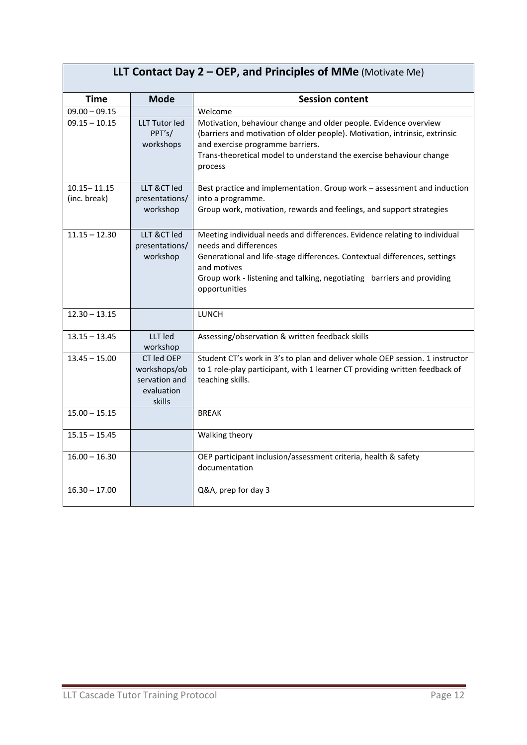| **LLT Contact Day 2 – OEP, and Principles of MMe** (Motivate Me) | | |
|---|---|---|
| **Time** | **Mode** | **Session content** |
| 09.00 – 09.15 | | Welcome |
| 09.15 – 10.15 | LLT Tutor led PPT's/ workshops | Motivation, behaviour change and older people. Evidence overview (barriers and motivation of older people). Motivation, intrinsic, extrinsic and exercise programme barriers.<br>Trans-theoretical model to understand the exercise behaviour change process |
| 10.15– 11.15 (inc. break) | LLT &CT led presentations/ workshop | Best practice and implementation. Group work – assessment and induction into a programme.<br>Group work, motivation, rewards and feelings, and support strategies |
| 11.15 – 12.30 | LLT &CT led presentations/ workshop | Meeting individual needs and differences. Evidence relating to individual needs and differences<br>Generational and life-stage differences. Contextual differences, settings and motives<br>Group work - listening and talking, negotiating barriers and providing opportunities |
| 12.30 – 13.15 | | LUNCH |
| 13.15 – 13.45 | LLT led workshop | Assessing/observation & written feedback skills |
| 13.45 – 15.00 | CT led OEP workshops/observation and evaluation skills | Student CT's work in 3's to plan and deliver whole OEP session. 1 instructor to 1 role-play participant, with 1 learner CT providing written feedback of teaching skills. |
| 15.00 – 15.15 | | BREAK |
| 15.15 – 15.45 | | Walking theory |
| 16.00 – 16.30 | | OEP participant inclusion/assessment criteria, health & safety documentation |
| 16.30 – 17.00 | | Q&A, prep for day 3 |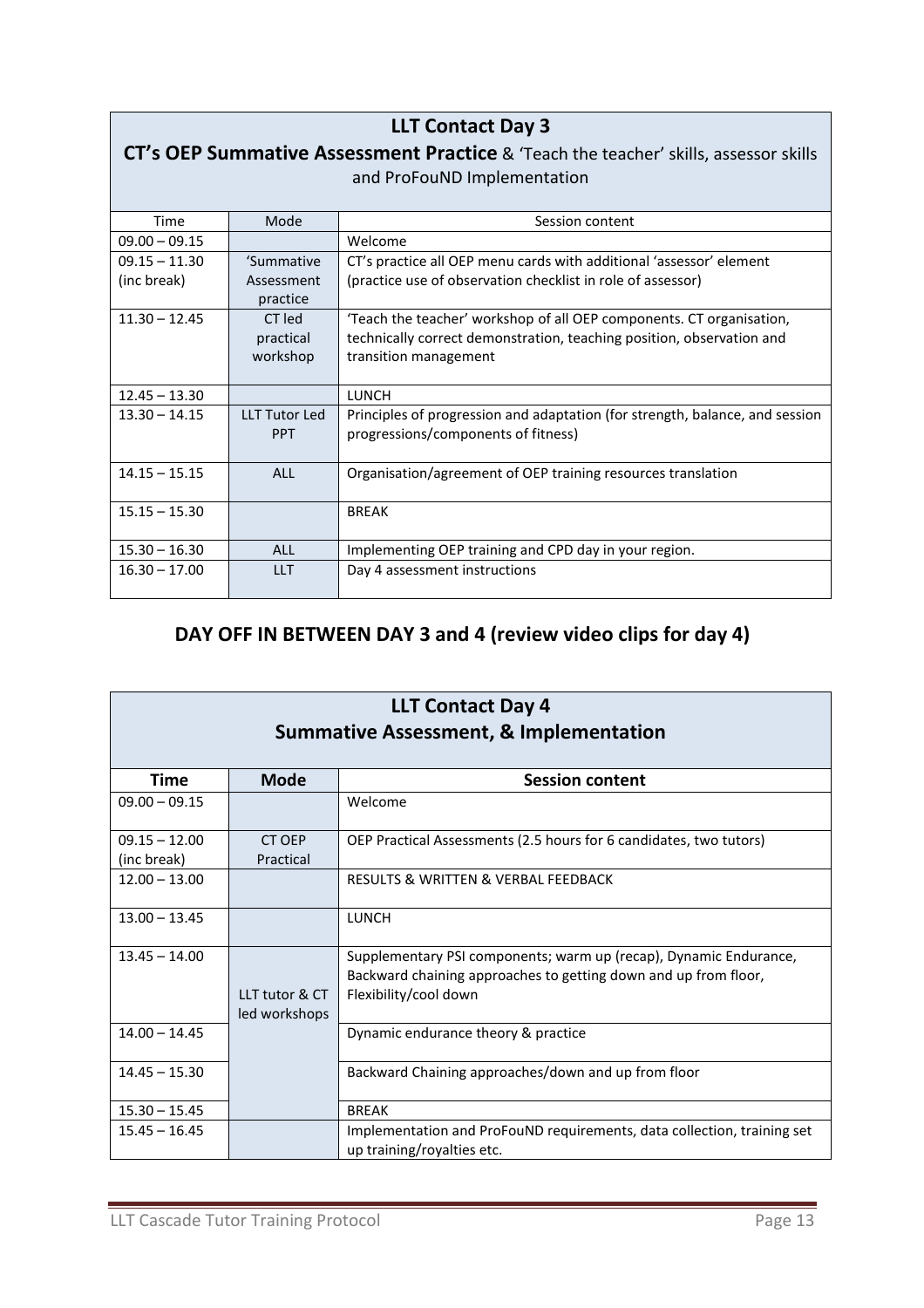## LLT Contact Day 3

**CT's OEP Summative Assessment Practice** & 'Teach the teacher' skills, assessor skills and ProFouND Implementation

| Time | Mode | Session content |
|---|---|---|
| 09.00 – 09.15 | | Welcome |
| 09.15 – 11.30 (inc break) | 'Summative Assessment practice | CT's practice all OEP menu cards with additional 'assessor' element (practice use of observation checklist in role of assessor) |
| 11.30 – 12.45 | CT led practical workshop | 'Teach the teacher' workshop of all OEP components. CT organisation, technically correct demonstration, teaching position, observation and transition management |
| 12.45 – 13.30 | | LUNCH |
| 13.30 – 14.15 | LLT Tutor Led PPT | Principles of progression and adaptation (for strength, balance, and session progressions/components of fitness) |
| 14.15 – 15.15 | ALL | Organisation/agreement of OEP training resources translation |
| 15.15 – 15.30 | | BREAK |
| 15.30 – 16.30 | ALL | Implementing OEP training and CPD day in your region. |
| 16.30 – 17.00 | LLT | Day 4 assessment instructions |

## DAY OFF IN BETWEEN DAY 3 and 4 (review video clips for day 4)

## LLT Contact Day 4

**Summative Assessment, & Implementation**

| Time | Mode | Session content |
|---|---|---|
| 09.00 – 09.15 | | Welcome |
| 09.15 – 12.00 (inc break) | CT OEP Practical | OEP Practical Assessments (2.5 hours for 6 candidates, two tutors) |
| 12.00 – 13.00 | | RESULTS & WRITTEN & VERBAL FEEDBACK |
| 13.00 – 13.45 | | LUNCH |
| 13.45 – 14.00 | LLT tutor & CT led workshops | Supplementary PSI components; warm up (recap), Dynamic Endurance, Backward chaining approaches to getting down and up from floor, Flexibility/cool down |
| 14.00 – 14.45 | | Dynamic endurance theory & practice |
| 14.45 – 15.30 | | Backward Chaining approaches/down and up from floor |
| 15.30 – 15.45 | | BREAK |
| 15.45 – 16.45 | | Implementation and ProFouND requirements, data collection, training set up training/royalties etc. |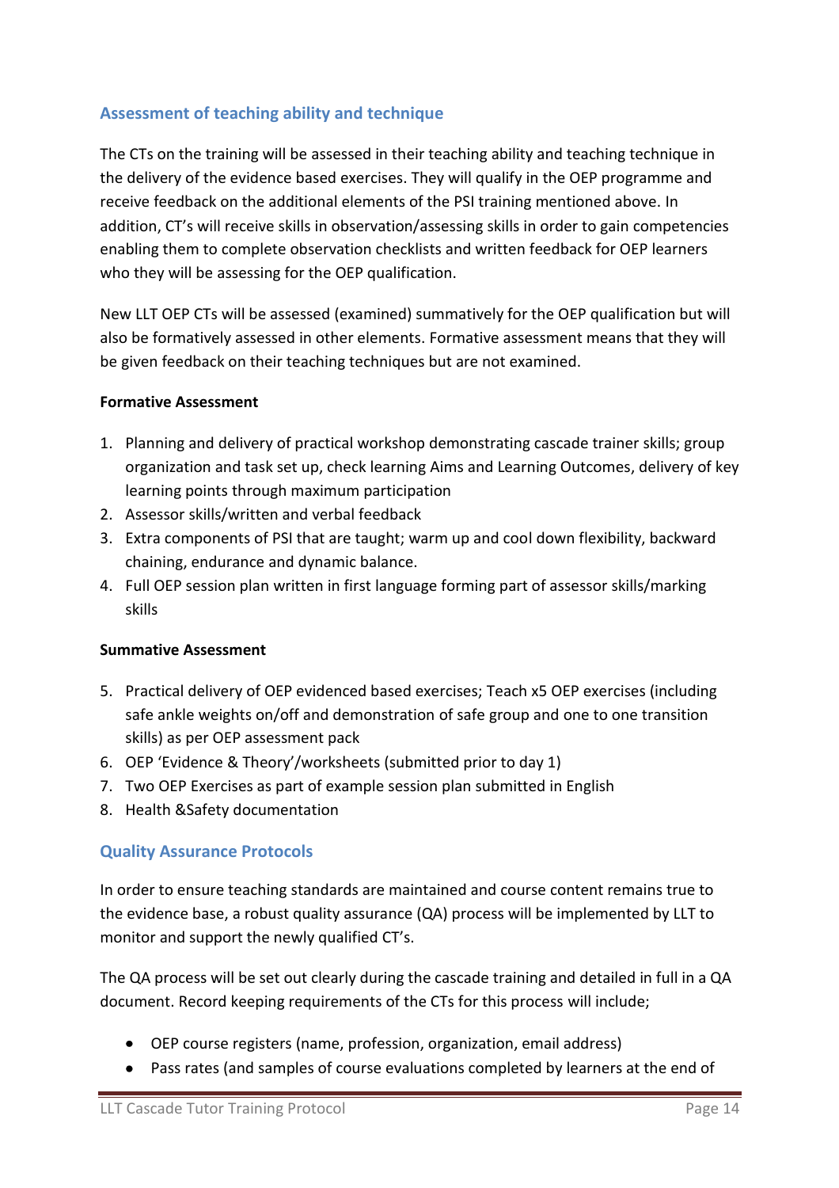## Assessment of teaching ability and technique

The CTs on the training will be assessed in their teaching ability and teaching technique in the delivery of the evidence based exercises. They will qualify in the OEP programme and receive feedback on the additional elements of the PSI training mentioned above. In addition, CT's will receive skills in observation/assessing skills in order to gain competencies enabling them to complete observation checklists and written feedback for OEP learners who they will be assessing for the OEP qualification.

New LLT OEP CTs will be assessed (examined) summatively for the OEP qualification but will also be formatively assessed in other elements. Formative assessment means that they will be given feedback on their teaching techniques but are not examined.

**Formative Assessment**

1. Planning and delivery of practical workshop demonstrating cascade trainer skills; group organization and task set up, check learning Aims and Learning Outcomes, delivery of key learning points through maximum participation
2. Assessor skills/written and verbal feedback
3. Extra components of PSI that are taught; warm up and cool down flexibility, backward chaining, endurance and dynamic balance.
4. Full OEP session plan written in first language forming part of assessor skills/marking skills

**Summative Assessment**

5. Practical delivery of OEP evidenced based exercises; Teach x5 OEP exercises (including safe ankle weights on/off and demonstration of safe group and one to one transition skills) as per OEP assessment pack
6. OEP 'Evidence & Theory'/worksheets (submitted prior to day 1)
7. Two OEP Exercises as part of example session plan submitted in English
8. Health &Safety documentation

## Quality Assurance Protocols

In order to ensure teaching standards are maintained and course content remains true to the evidence base, a robust quality assurance (QA) process will be implemented by LLT to monitor and support the newly qualified CT's.

The QA process will be set out clearly during the cascade training and detailed in full in a QA document. Record keeping requirements of the CTs for this process will include;

- OEP course registers (name, profession, organization, email address)
- Pass rates (and samples of course evaluations completed by learners at the end of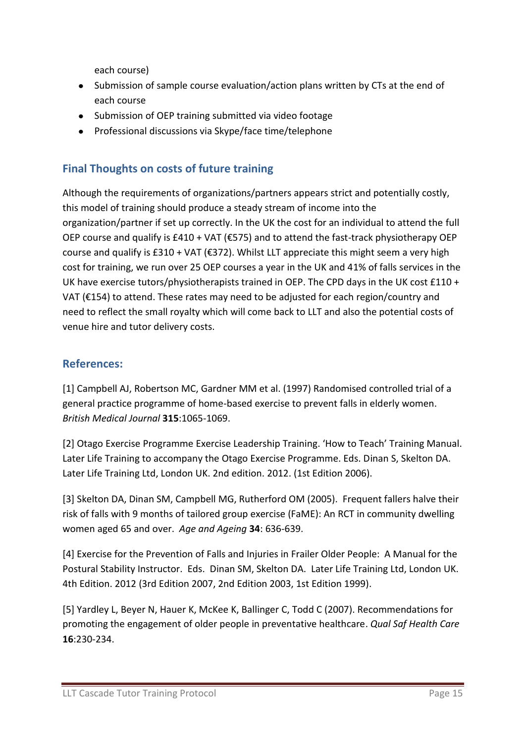each course)

- Submission of sample course evaluation/action plans written by CTs at the end of each course
- Submission of OEP training submitted via video footage
- Professional discussions via Skype/face time/telephone

## Final Thoughts on costs of future training

Although the requirements of organizations/partners appears strict and potentially costly, this model of training should produce a steady stream of income into the organization/partner if set up correctly. In the UK the cost for an individual to attend the full OEP course and qualify is £410 + VAT (€575) and to attend the fast-track physiotherapy OEP course and qualify is £310 + VAT (€372). Whilst LLT appreciate this might seem a very high cost for training, we run over 25 OEP courses a year in the UK and 41% of falls services in the UK have exercise tutors/physiotherapists trained in OEP. The CPD days in the UK cost £110 + VAT (€154) to attend. These rates may need to be adjusted for each region/country and need to reflect the small royalty which will come back to LLT and also the potential costs of venue hire and tutor delivery costs.

## References:

[1] Campbell AJ, Robertson MC, Gardner MM et al. (1997) Randomised controlled trial of a general practice programme of home-based exercise to prevent falls in elderly women. *British Medical Journal* **315**:1065-1069.

[2] Otago Exercise Programme Exercise Leadership Training. 'How to Teach' Training Manual. Later Life Training to accompany the Otago Exercise Programme. Eds. Dinan S, Skelton DA. Later Life Training Ltd, London UK. 2nd edition. 2012. (1st Edition 2006).

[3] Skelton DA, Dinan SM, Campbell MG, Rutherford OM (2005). Frequent fallers halve their risk of falls with 9 months of tailored group exercise (FaME): An RCT in community dwelling women aged 65 and over. *Age and Ageing* **34**: 636-639.

[4] Exercise for the Prevention of Falls and Injuries in Frailer Older People: A Manual for the Postural Stability Instructor. Eds. Dinan SM, Skelton DA. Later Life Training Ltd, London UK. 4th Edition. 2012 (3rd Edition 2007, 2nd Edition 2003, 1st Edition 1999).

[5] Yardley L, Beyer N, Hauer K, McKee K, Ballinger C, Todd C (2007). Recommendations for promoting the engagement of older people in preventative healthcare. *Qual Saf Health Care* **16**:230-234.